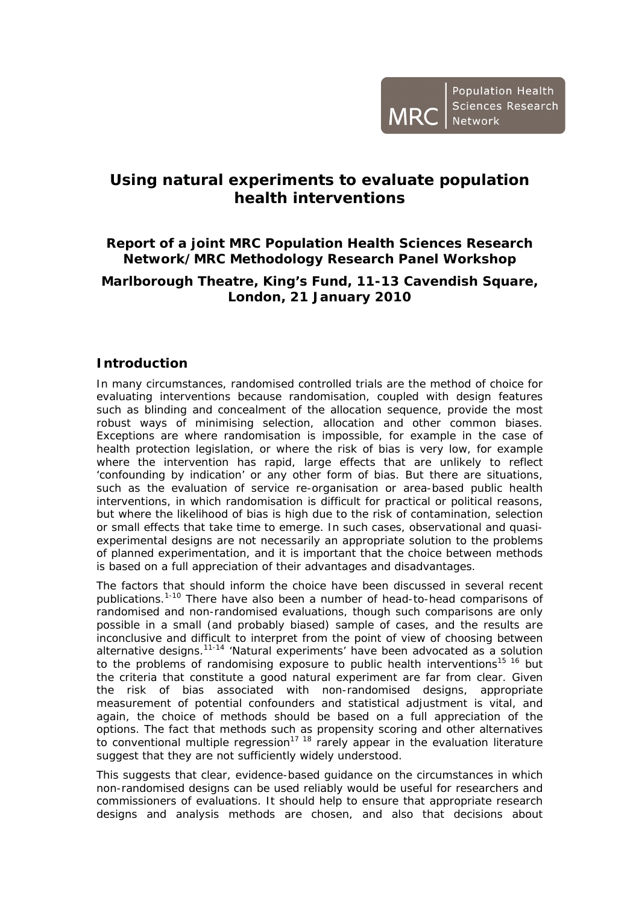MRC | Population Health Sciences Research Network

# Using natural experiments to evaluate population health interventions

### Report of a joint MRC Population Health Sciences Research Network/MRC Methodology Research Panel Workshop

### Marlborough Theatre, King's Fund, 11-13 Cavendish Square, London, 21 January 2010

## Introduction

In many circumstances, randomised controlled trials are the method of choice for evaluating interventions because randomisation, coupled with design features such as blinding and concealment of the allocation sequence, provide the most robust ways of minimising selection, allocation and other common biases. Exceptions are where randomisation is impossible, for example in the case of health protection legislation, or where the risk of bias is very low, for example where the intervention has rapid, large effects that are unlikely to reflect 'confounding by indication' or any other form of bias. But there are situations, such as the evaluation of service re-organisation or area-based public health interventions, in which randomisation is difficult for practical or political reasons, but where the likelihood of bias is high due to the risk of contamination, selection or small effects that take time to emerge. In such cases, observational and quasi-experimental designs are not necessarily an appropriate solution to the problems of planned experimentation, and it is important that the choice between methods is based on a full appreciation of their advantages and disadvantages.

The factors that should inform the choice have been discussed in several recent publications.[1-10] There have also been a number of head-to-head comparisons of randomised and non-randomised evaluations, though such comparisons are only possible in a small (and probably biased) sample of cases, and the results are inconclusive and difficult to interpret from the point of view of choosing between alternative designs.[11-14] 'Natural experiments' have been advocated as a solution to the problems of randomising exposure to public health interventions[15 16] but the criteria that constitute a good natural experiment are far from clear. Given the risk of bias associated with non-randomised designs, appropriate measurement of potential confounders and statistical adjustment is vital, and again, the choice of methods should be based on a full appreciation of the options. The fact that methods such as propensity scoring and other alternatives to conventional multiple regression[17 18] rarely appear in the evaluation literature suggest that they are not sufficiently widely understood.

This suggests that clear, evidence-based guidance on the circumstances in which non-randomised designs can be used reliably would be useful for researchers and commissioners of evaluations. It should help to ensure that appropriate research designs and analysis methods are chosen, and also that decisions about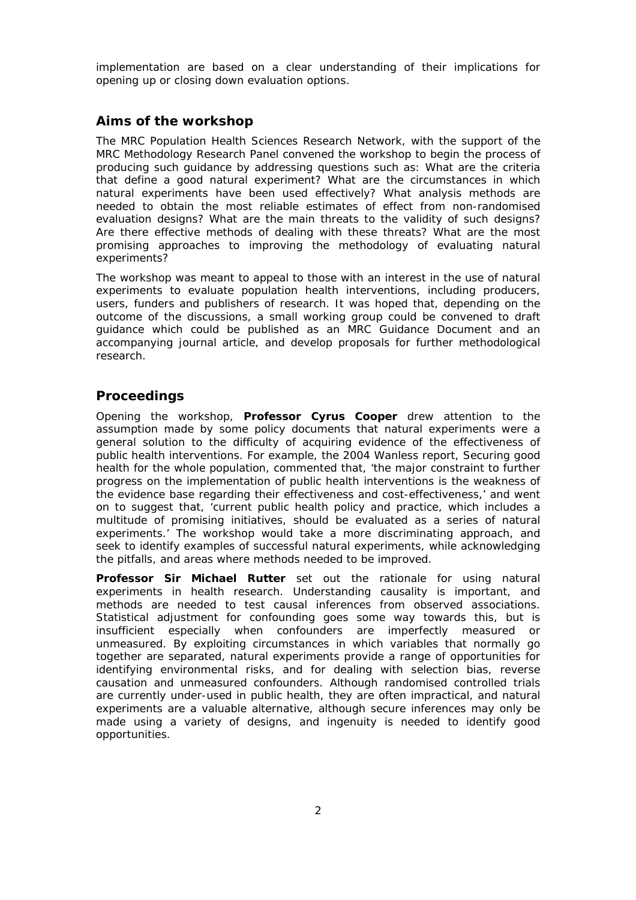implementation are based on a clear understanding of their implications for opening up or closing down evaluation options.

## Aims of the workshop

The MRC Population Health Sciences Research Network, with the support of the MRC Methodology Research Panel convened the workshop to begin the process of producing such guidance by addressing questions such as: What are the criteria that define a good natural experiment? What are the circumstances in which natural experiments have been used effectively? What analysis methods are needed to obtain the most reliable estimates of effect from non-randomised evaluation designs? What are the main threats to the validity of such designs? Are there effective methods of dealing with these threats? What are the most promising approaches to improving the methodology of evaluating natural experiments?

The workshop was meant to appeal to those with an interest in the use of natural experiments to evaluate population health interventions, including producers, users, funders and publishers of research. It was hoped that, depending on the outcome of the discussions, a small working group could be convened to draft guidance which could be published as an MRC Guidance Document and an accompanying journal article, and develop proposals for further methodological research.

## Proceedings

Opening the workshop, **Professor Cyrus Cooper** drew attention to the assumption made by some policy documents that natural experiments were a general solution to the difficulty of acquiring evidence of the effectiveness of public health interventions. For example, the 2004 Wanless report, Securing good health for the whole population, commented that, 'the major constraint to further progress on the implementation of public health interventions is the weakness of the evidence base regarding their effectiveness and cost-effectiveness,' and went on to suggest that, 'current public health policy and practice, which includes a multitude of promising initiatives, should be evaluated as a series of natural experiments.' The workshop would take a more discriminating approach, and seek to identify examples of successful natural experiments, while acknowledging the pitfalls, and areas where methods needed to be improved.

**Professor Sir Michael Rutter** set out the rationale for using natural experiments in health research. Understanding causality is important, and methods are needed to test causal inferences from observed associations. Statistical adjustment for confounding goes some way towards this, but is insufficient especially when confounders are imperfectly measured or unmeasured. By exploiting circumstances in which variables that normally go together are separated, natural experiments provide a range of opportunities for identifying environmental risks, and for dealing with selection bias, reverse causation and unmeasured confounders. Although randomised controlled trials are currently under-used in public health, they are often impractical, and natural experiments are a valuable alternative, although secure inferences may only be made using a variety of designs, and ingenuity is needed to identify good opportunities.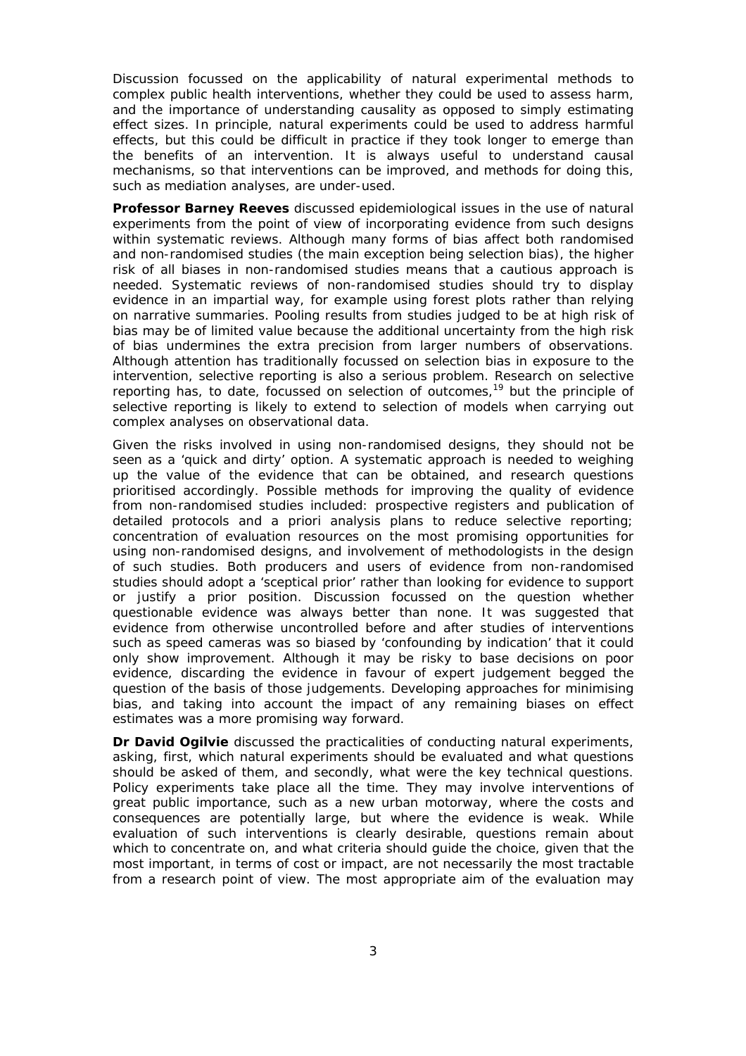Discussion focussed on the applicability of natural experimental methods to complex public health interventions, whether they could be used to assess harm, and the importance of understanding causality as opposed to simply estimating effect sizes. In principle, natural experiments could be used to address harmful effects, but this could be difficult in practice if they took longer to emerge than the benefits of an intervention. It is always useful to understand causal mechanisms, so that interventions can be improved, and methods for doing this, such as mediation analyses, are under-used.

**Professor Barney Reeves** discussed epidemiological issues in the use of natural experiments from the point of view of incorporating evidence from such designs within systematic reviews. Although many forms of bias affect both randomised and non-randomised studies (the main exception being selection bias), the higher risk of all biases in non-randomised studies means that a cautious approach is needed. Systematic reviews of non-randomised studies should try to display evidence in an impartial way, for example using forest plots rather than relying on narrative summaries. Pooling results from studies judged to be at high risk of bias may be of limited value because the additional uncertainty from the high risk of bias undermines the extra precision from larger numbers of observations. Although attention has traditionally focussed on selection bias in exposure to the intervention, selective reporting is also a serious problem. Research on selective reporting has, to date, focussed on selection of outcomes,[19] but the principle of selective reporting is likely to extend to selection of models when carrying out complex analyses on observational data.

Given the risks involved in using non-randomised designs, they should not be seen as a 'quick and dirty' option. A systematic approach is needed to weighing up the value of the evidence that can be obtained, and research questions prioritised accordingly. Possible methods for improving the quality of evidence from non-randomised studies included: prospective registers and publication of detailed protocols and a priori analysis plans to reduce selective reporting; concentration of evaluation resources on the most promising opportunities for using non-randomised designs, and involvement of methodologists in the design of such studies. Both producers and users of evidence from non-randomised studies should adopt a 'sceptical prior' rather than looking for evidence to support or justify a prior position. Discussion focussed on the question whether questionable evidence was always better than none. It was suggested that evidence from otherwise uncontrolled before and after studies of interventions such as speed cameras was so biased by 'confounding by indication' that it could only show improvement. Although it may be risky to base decisions on poor evidence, discarding the evidence in favour of expert judgement begged the question of the basis of those judgements. Developing approaches for minimising bias, and taking into account the impact of any remaining biases on effect estimates was a more promising way forward.

**Dr David Ogilvie** discussed the practicalities of conducting natural experiments, asking, first, which natural experiments should be evaluated and what questions should be asked of them, and secondly, what were the key technical questions. Policy experiments take place all the time. They may involve interventions of great public importance, such as a new urban motorway, where the costs and consequences are potentially large, but where the evidence is weak. While evaluation of such interventions is clearly desirable, questions remain about which to concentrate on, and what criteria should guide the choice, given that the most important, in terms of cost or impact, are not necessarily the most tractable from a research point of view. The most appropriate aim of the evaluation may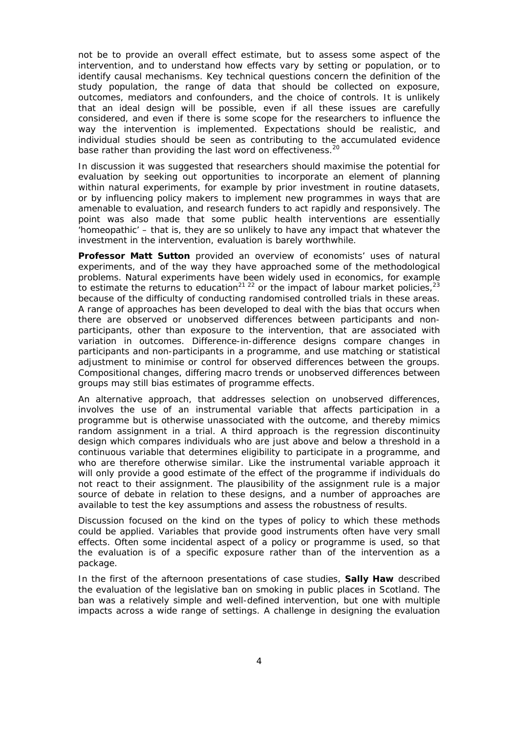not be to provide an overall effect estimate, but to assess some aspect of the intervention, and to understand how effects vary by setting or population, or to identify causal mechanisms. Key technical questions concern the definition of the study population, the range of data that should be collected on exposure, outcomes, mediators and confounders, and the choice of controls. It is unlikely that an ideal design will be possible, even if all these issues are carefully considered, and even if there is some scope for the researchers to influence the way the intervention is implemented. Expectations should be realistic, and individual studies should be seen as contributing to the accumulated evidence base rather than providing the last word on effectiveness.[20]

In discussion it was suggested that researchers should maximise the potential for evaluation by seeking out opportunities to incorporate an element of planning within natural experiments, for example by prior investment in routine datasets, or by influencing policy makers to implement new programmes in ways that are amenable to evaluation, and research funders to act rapidly and responsively. The point was also made that some public health interventions are essentially 'homeopathic' – that is, they are so unlikely to have any impact that whatever the investment in the intervention, evaluation is barely worthwhile.

**Professor Matt Sutton** provided an overview of economists' uses of natural experiments, and of the way they have approached some of the methodological problems. Natural experiments have been widely used in economics, for example to estimate the returns to education[21,22] or the impact of labour market policies,[23] because of the difficulty of conducting randomised controlled trials in these areas. A range of approaches has been developed to deal with the bias that occurs when there are observed or unobserved differences between participants and non-participants, other than exposure to the intervention, that are associated with variation in outcomes. Difference-in-difference designs compare changes in participants and non-participants in a programme, and use matching or statistical adjustment to minimise or control for observed differences between the groups. Compositional changes, differing macro trends or unobserved differences between groups may still bias estimates of programme effects.

An alternative approach, that addresses selection on unobserved differences, involves the use of an instrumental variable that affects participation in a programme but is otherwise unassociated with the outcome, and thereby mimics random assignment in a trial. A third approach is the regression discontinuity design which compares individuals who are just above and below a threshold in a continuous variable that determines eligibility to participate in a programme, and who are therefore otherwise similar. Like the instrumental variable approach it will only provide a good estimate of the effect of the programme if individuals do not react to their assignment. The plausibility of the assignment rule is a major source of debate in relation to these designs, and a number of approaches are available to test the key assumptions and assess the robustness of results.

Discussion focused on the kind on the types of policy to which these methods could be applied. Variables that provide good instruments often have very small effects. Often some incidental aspect of a policy or programme is used, so that the evaluation is of a specific exposure rather than of the intervention as a package.

In the first of the afternoon presentations of case studies, **Sally Haw** described the evaluation of the legislative ban on smoking in public places in Scotland. The ban was a relatively simple and well-defined intervention, but one with multiple impacts across a wide range of settings. A challenge in designing the evaluation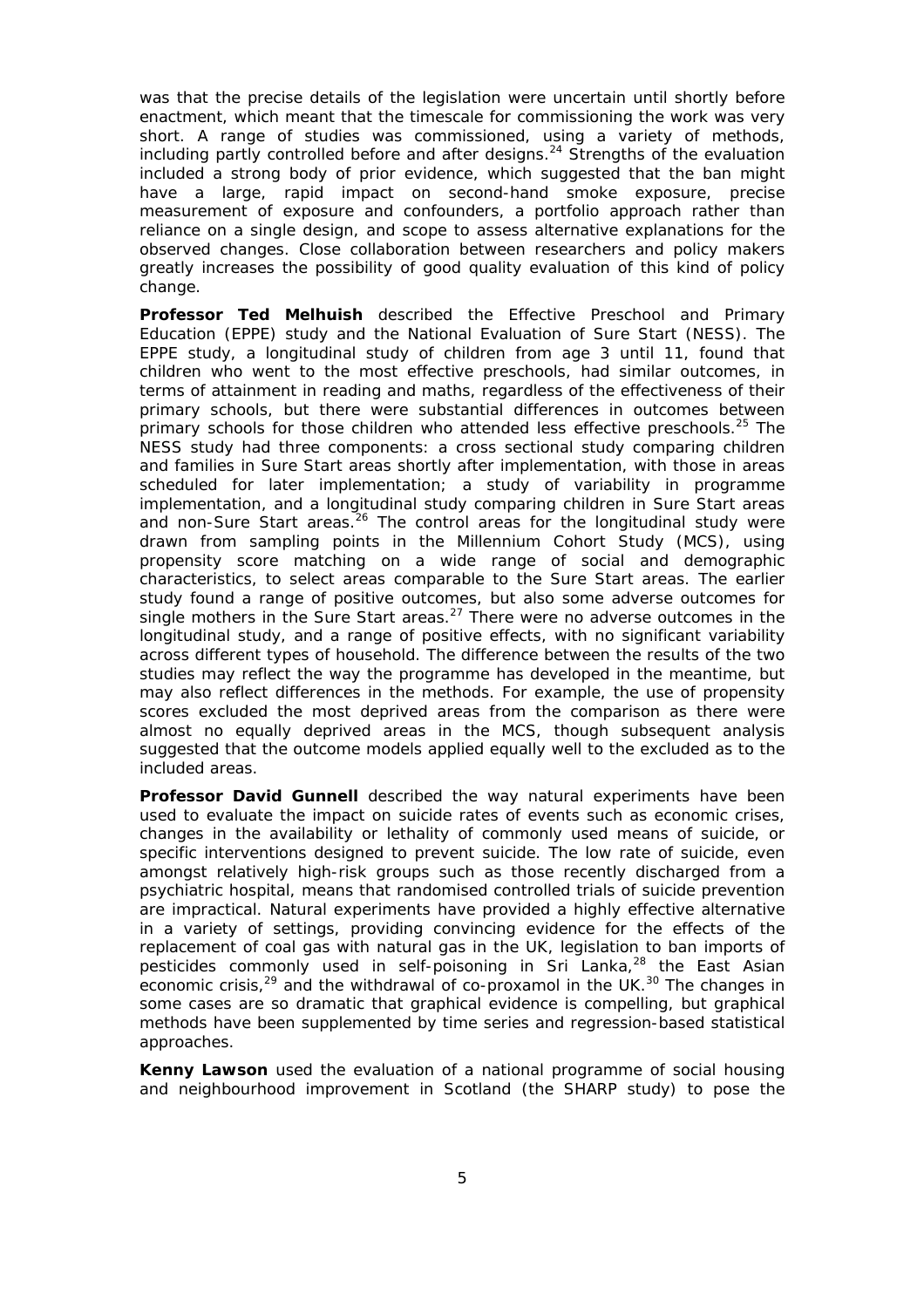was that the precise details of the legislation were uncertain until shortly before enactment, which meant that the timescale for commissioning the work was very short. A range of studies was commissioned, using a variety of methods, including partly controlled before and after designs.[24] Strengths of the evaluation included a strong body of prior evidence, which suggested that the ban might have a large, rapid impact on second-hand smoke exposure, precise measurement of exposure and confounders, a portfolio approach rather than reliance on a single design, and scope to assess alternative explanations for the observed changes. Close collaboration between researchers and policy makers greatly increases the possibility of good quality evaluation of this kind of policy change.

**Professor Ted Melhuish** described the Effective Preschool and Primary Education (EPPE) study and the National Evaluation of Sure Start (NESS). The EPPE study, a longitudinal study of children from age 3 until 11, found that children who went to the most effective preschools, had similar outcomes, in terms of attainment in reading and maths, regardless of the effectiveness of their primary schools, but there were substantial differences in outcomes between primary schools for those children who attended less effective preschools.[25] The NESS study had three components: a cross sectional study comparing children and families in Sure Start areas shortly after implementation, with those in areas scheduled for later implementation; a study of variability in programme implementation, and a longitudinal study comparing children in Sure Start areas and non-Sure Start areas.[26] The control areas for the longitudinal study were drawn from sampling points in the Millennium Cohort Study (MCS), using propensity score matching on a wide range of social and demographic characteristics, to select areas comparable to the Sure Start areas. The earlier study found a range of positive outcomes, but also some adverse outcomes for single mothers in the Sure Start areas.[27] There were no adverse outcomes in the longitudinal study, and a range of positive effects, with no significant variability across different types of household. The difference between the results of the two studies may reflect the way the programme has developed in the meantime, but may also reflect differences in the methods. For example, the use of propensity scores excluded the most deprived areas from the comparison as there were almost no equally deprived areas in the MCS, though subsequent analysis suggested that the outcome models applied equally well to the excluded as to the included areas.

**Professor David Gunnell** described the way natural experiments have been used to evaluate the impact on suicide rates of events such as economic crises, changes in the availability or lethality of commonly used means of suicide, or specific interventions designed to prevent suicide. The low rate of suicide, even amongst relatively high-risk groups such as those recently discharged from a psychiatric hospital, means that randomised controlled trials of suicide prevention are impractical. Natural experiments have provided a highly effective alternative in a variety of settings, providing convincing evidence for the effects of the replacement of coal gas with natural gas in the UK, legislation to ban imports of pesticides commonly used in self-poisoning in Sri Lanka,[28] the East Asian economic crisis,[29] and the withdrawal of co-proxamol in the UK.[30] The changes in some cases are so dramatic that graphical evidence is compelling, but graphical methods have been supplemented by time series and regression-based statistical approaches.

**Kenny Lawson** used the evaluation of a national programme of social housing and neighbourhood improvement in Scotland (the SHARP study) to pose the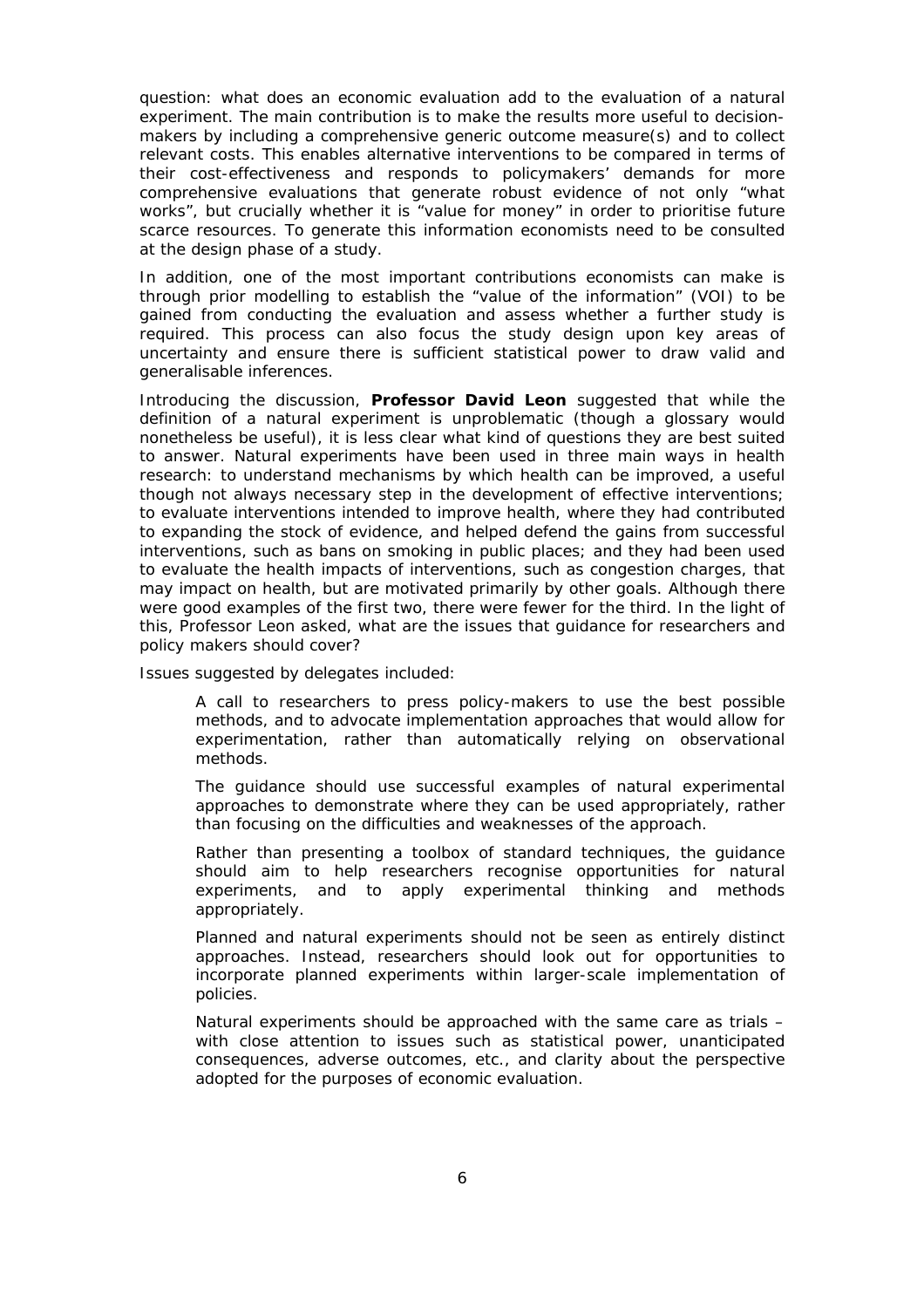question: what does an economic evaluation add to the evaluation of a natural experiment. The main contribution is to make the results more useful to decision-makers by including a comprehensive generic outcome measure(s) and to collect relevant costs. This enables alternative interventions to be compared in terms of their cost-effectiveness and responds to policymakers' demands for more comprehensive evaluations that generate robust evidence of not only "what works", but crucially whether it is "value for money" in order to prioritise future scarce resources. To generate this information economists need to be consulted at the design phase of a study.

In addition, one of the most important contributions economists can make is through prior modelling to establish the "value of the information" (VOI) to be gained from conducting the evaluation and assess whether a further study is required. This process can also focus the study design upon key areas of uncertainty and ensure there is sufficient statistical power to draw valid and generalisable inferences.

Introducing the discussion, **Professor David Leon** suggested that while the definition of a natural experiment is unproblematic (though a glossary would nonetheless be useful), it is less clear what kind of questions they are best suited to answer. Natural experiments have been used in three main ways in health research: to understand mechanisms by which health can be improved, a useful though not always necessary step in the development of effective interventions; to evaluate interventions intended to improve health, where they had contributed to expanding the stock of evidence, and helped defend the gains from successful interventions, such as bans on smoking in public places; and they had been used to evaluate the health impacts of interventions, such as congestion charges, that may impact on health, but are motivated primarily by other goals. Although there were good examples of the first two, there were fewer for the third. In the light of this, Professor Leon asked, what are the issues that guidance for researchers and policy makers should cover?

Issues suggested by delegates included:

- A call to researchers to press policy-makers to use the best possible methods, and to advocate implementation approaches that would allow for experimentation, rather than automatically relying on observational methods.
- The guidance should use successful examples of natural experimental approaches to demonstrate where they can be used appropriately, rather than focusing on the difficulties and weaknesses of the approach.
- Rather than presenting a toolbox of standard techniques, the guidance should aim to help researchers recognise opportunities for natural experiments, and to apply experimental thinking and methods appropriately.
- Planned and natural experiments should not be seen as entirely distinct approaches. Instead, researchers should look out for opportunities to incorporate planned experiments within larger-scale implementation of policies.
- Natural experiments should be approached with the same care as trials – with close attention to issues such as statistical power, unanticipated consequences, adverse outcomes, etc., and clarity about the perspective adopted for the purposes of economic evaluation.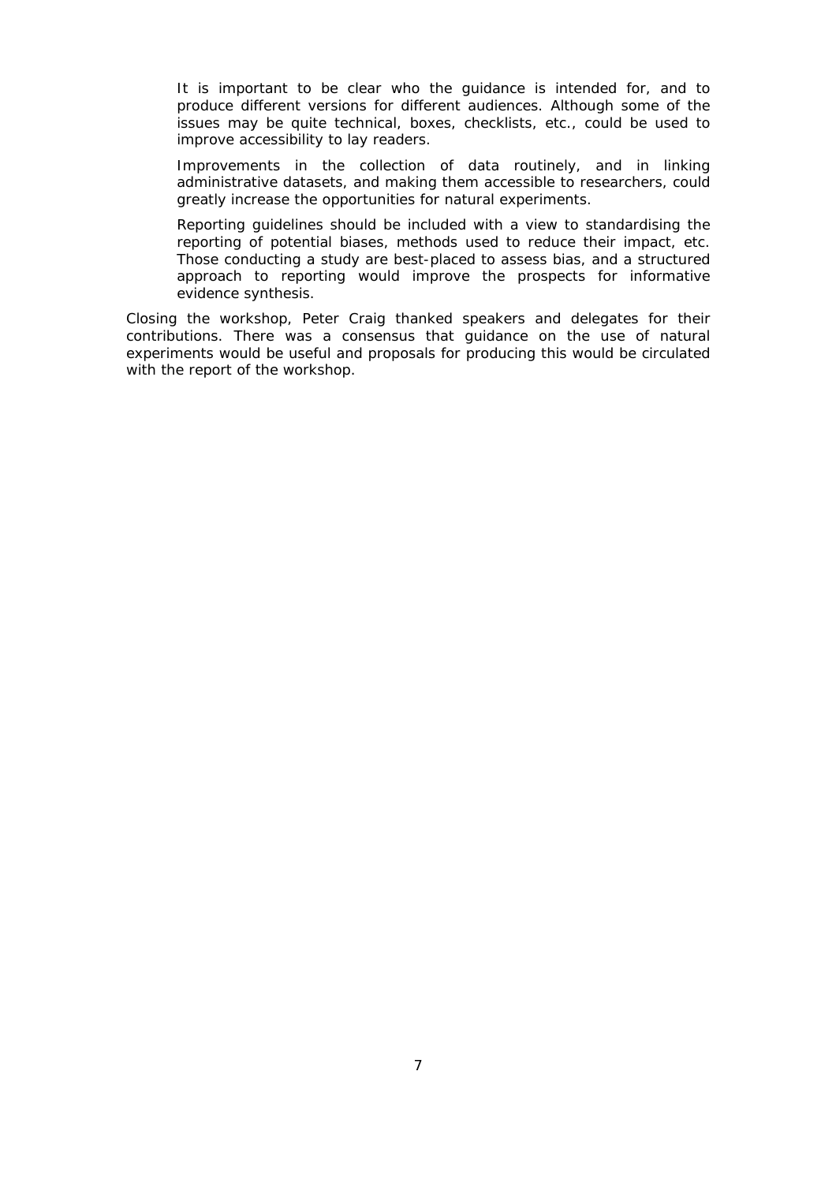It is important to be clear who the guidance is intended for, and to produce different versions for different audiences. Although some of the issues may be quite technical, boxes, checklists, etc., could be used to improve accessibility to lay readers.

Improvements in the collection of data routinely, and in linking administrative datasets, and making them accessible to researchers, could greatly increase the opportunities for natural experiments.

Reporting guidelines should be included with a view to standardising the reporting of potential biases, methods used to reduce their impact, etc. Those conducting a study are best-placed to assess bias, and a structured approach to reporting would improve the prospects for informative evidence synthesis.

Closing the workshop, Peter Craig thanked speakers and delegates for their contributions. There was a consensus that guidance on the use of natural experiments would be useful and proposals for producing this would be circulated with the report of the workshop.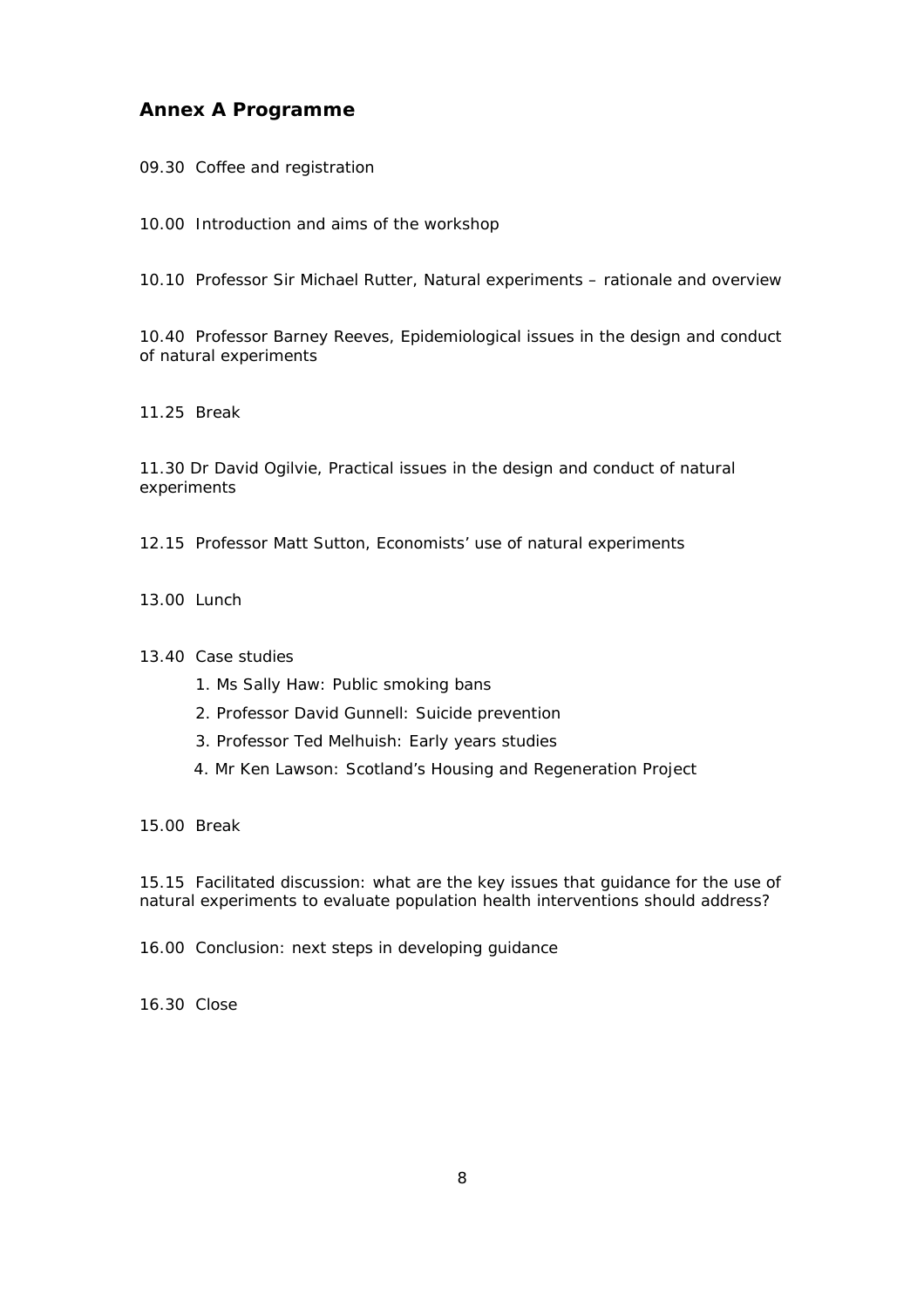## Annex A Programme

09.30 Coffee and registration

10.00 Introduction and aims of the workshop

10.10 Professor Sir Michael Rutter, Natural experiments – rationale and overview

10.40 Professor Barney Reeves, Epidemiological issues in the design and conduct of natural experiments

11.25 Break

11.30 Dr David Ogilvie, Practical issues in the design and conduct of natural experiments

12.15 Professor Matt Sutton, Economists' use of natural experiments

13.00 Lunch

13.40 Case studies

1. Ms Sally Haw: Public smoking bans
2. Professor David Gunnell: Suicide prevention
3. Professor Ted Melhuish: Early years studies
4. Mr Ken Lawson: Scotland's Housing and Regeneration Project

15.00 Break

15.15 Facilitated discussion: what are the key issues that guidance for the use of natural experiments to evaluate population health interventions should address?

16.00 Conclusion: next steps in developing guidance

16.30 Close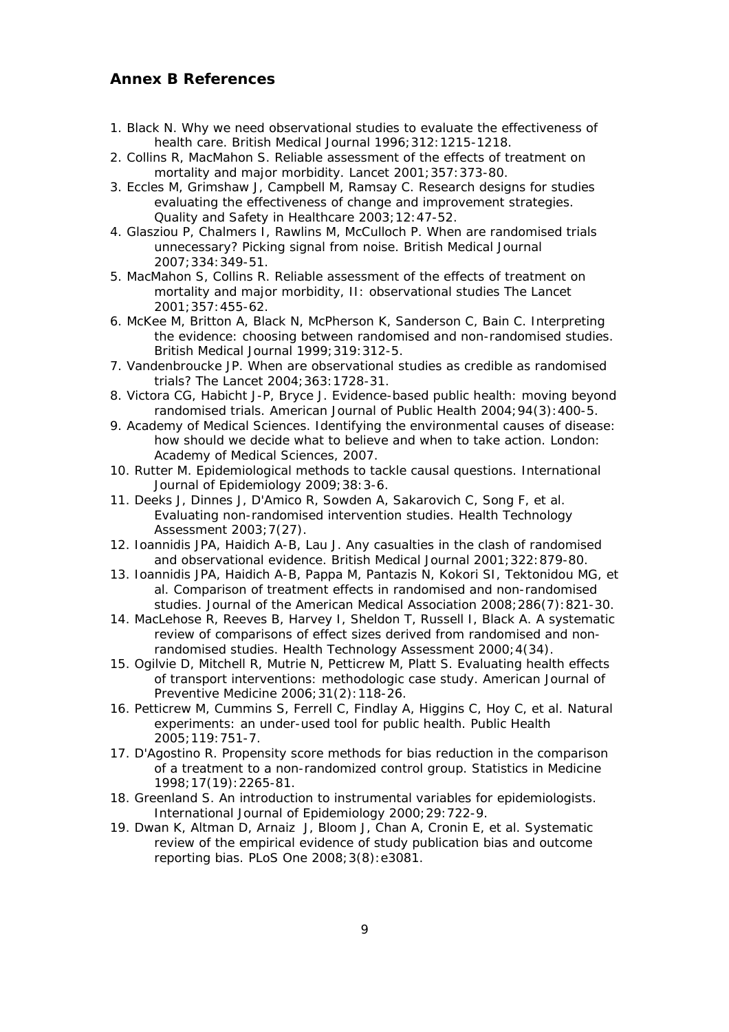## Annex B References

1. Black N. Why we need observational studies to evaluate the effectiveness of health care. British Medical Journal 1996;312:1215-1218.
2. Collins R, MacMahon S. Reliable assessment of the effects of treatment on mortality and major morbidity. Lancet 2001;357:373-80.
3. Eccles M, Grimshaw J, Campbell M, Ramsay C. Research designs for studies evaluating the effectiveness of change and improvement strategies. Quality and Safety in Healthcare 2003;12:47-52.
4. Glasziou P, Chalmers I, Rawlins M, McCulloch P. When are randomised trials unnecessary? Picking signal from noise. British Medical Journal 2007;334:349-51.
5. MacMahon S, Collins R. Reliable assessment of the effects of treatment on mortality and major morbidity, II: observational studies The Lancet 2001;357:455-62.
6. McKee M, Britton A, Black N, McPherson K, Sanderson C, Bain C. Interpreting the evidence: choosing between randomised and non-randomised studies. British Medical Journal 1999;319:312-5.
7. Vandenbroucke JP. When are observational studies as credible as randomised trials? The Lancet 2004;363:1728-31.
8. Victora CG, Habicht J-P, Bryce J. Evidence-based public health: moving beyond randomised trials. American Journal of Public Health 2004;94(3):400-5.
9. Academy of Medical Sciences. Identifying the environmental causes of disease: how should we decide what to believe and when to take action. London: Academy of Medical Sciences, 2007.
10. Rutter M. Epidemiological methods to tackle causal questions. International Journal of Epidemiology 2009;38:3-6.
11. Deeks J, Dinnes J, D'Amico R, Sowden A, Sakarovich C, Song F, et al. Evaluating non-randomised intervention studies. Health Technology Assessment 2003;7(27).
12. Ioannidis JPA, Haidich A-B, Lau J. Any casualties in the clash of randomised and observational evidence. British Medical Journal 2001;322:879-80.
13. Ioannidis JPA, Haidich A-B, Pappa M, Pantazis N, Kokori SI, Tektonidou MG, et al. Comparison of treatment effects in randomised and non-randomised studies. Journal of the American Medical Association 2008;286(7):821-30.
14. MacLehose R, Reeves B, Harvey I, Sheldon T, Russell I, Black A. A systematic review of comparisons of effect sizes derived from randomised and non-randomised studies. Health Technology Assessment 2000;4(34).
15. Ogilvie D, Mitchell R, Mutrie N, Petticrew M, Platt S. Evaluating health effects of transport interventions: methodologic case study. American Journal of Preventive Medicine 2006;31(2):118-26.
16. Petticrew M, Cummins S, Ferrell C, Findlay A, Higgins C, Hoy C, et al. Natural experiments: an under-used tool for public health. Public Health 2005;119:751-7.
17. D'Agostino R. Propensity score methods for bias reduction in the comparison of a treatment to a non-randomized control group. Statistics in Medicine 1998;17(19):2265-81.
18. Greenland S. An introduction to instrumental variables for epidemiologists. International Journal of Epidemiology 2000;29:722-9.
19. Dwan K, Altman D, Arnaiz J, Bloom J, Chan A, Cronin E, et al. Systematic review of the empirical evidence of study publication bias and outcome reporting bias. PLoS One 2008;3(8):e3081.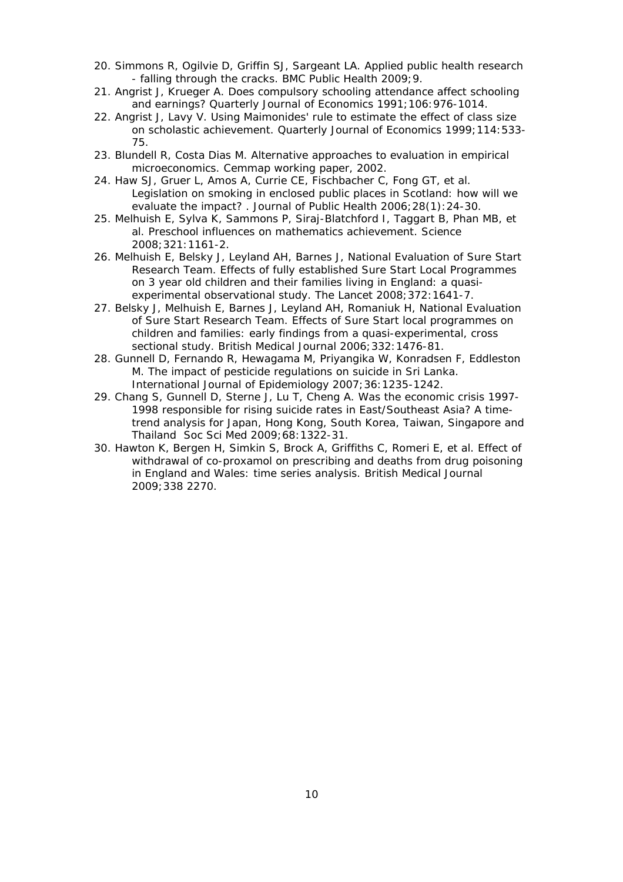20. Simmons R, Ogilvie D, Griffin SJ, Sargeant LA. Applied public health research - falling through the cracks. BMC Public Health 2009;9.
21. Angrist J, Krueger A. Does compulsory schooling attendance affect schooling and earnings? Quarterly Journal of Economics 1991;106:976-1014.
22. Angrist J, Lavy V. Using Maimonides' rule to estimate the effect of class size on scholastic achievement. Quarterly Journal of Economics 1999;114:533-75.
23. Blundell R, Costa Dias M. Alternative approaches to evaluation in empirical microeconomics. Cemmap working paper, 2002.
24. Haw SJ, Gruer L, Amos A, Currie CE, Fischbacher C, Fong GT, et al. Legislation on smoking in enclosed public places in Scotland: how will we evaluate the impact? . Journal of Public Health 2006;28(1):24-30.
25. Melhuish E, Sylva K, Sammons P, Siraj-Blatchford I, Taggart B, Phan MB, et al. Preschool influences on mathematics achievement. Science 2008;321:1161-2.
26. Melhuish E, Belsky J, Leyland AH, Barnes J, National Evaluation of Sure Start Research Team. Effects of fully established Sure Start Local Programmes on 3 year old children and their families living in England: a quasi-experimental observational study. The Lancet 2008;372:1641-7.
27. Belsky J, Melhuish E, Barnes J, Leyland AH, Romaniuk H, National Evaluation of Sure Start Research Team. Effects of Sure Start local programmes on children and families: early findings from a quasi-experimental, cross sectional study. British Medical Journal 2006;332:1476-81.
28. Gunnell D, Fernando R, Hewagama M, Priyangika W, Konradsen F, Eddleston M. The impact of pesticide regulations on suicide in Sri Lanka. International Journal of Epidemiology 2007;36:1235-1242.
29. Chang S, Gunnell D, Sterne J, Lu T, Cheng A. Was the economic crisis 1997-1998 responsible for rising suicide rates in East/Southeast Asia? A time-trend analysis for Japan, Hong Kong, South Korea, Taiwan, Singapore and Thailand Soc Sci Med 2009;68:1322-31.
30. Hawton K, Bergen H, Simkin S, Brock A, Griffiths C, Romeri E, et al. Effect of withdrawal of co-proxamol on prescribing and deaths from drug poisoning in England and Wales: time series analysis. British Medical Journal 2009;338 2270.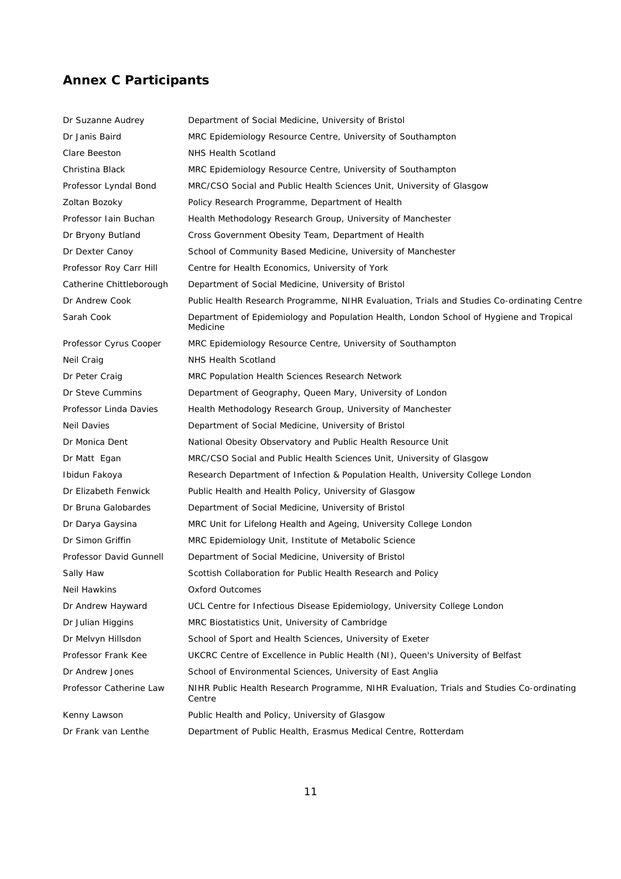## Annex C Participants

| | |
|---|---|
| Dr Suzanne Audrey | Department of Social Medicine, University of Bristol |
| Dr Janis Baird | MRC Epidemiology Resource Centre, University of Southampton |
| Clare Beeston | NHS Health Scotland |
| Christina Black | MRC Epidemiology Resource Centre, University of Southampton |
| Professor Lyndal Bond | MRC/CSO Social and Public Health Sciences Unit, University of Glasgow |
| Zoltan Bozoky | Policy Research Programme, Department of Health |
| Professor Iain Buchan | Health Methodology Research Group, University of Manchester |
| Dr Bryony Butland | Cross Government Obesity Team, Department of Health |
| Dr Dexter Canoy | School of Community Based Medicine, University of Manchester |
| Professor Roy Carr Hill | Centre for Health Economics, University of York |
| Catherine Chittleborough | Department of Social Medicine, University of Bristol |
| Dr Andrew Cook | Public Health Research Programme, NIHR Evaluation, Trials and Studies Co-ordinating Centre |
| Sarah Cook | Department of Epidemiology and Population Health, London School of Hygiene and Tropical Medicine |
| Professor Cyrus Cooper | MRC Epidemiology Resource Centre, University of Southampton |
| Neil Craig | NHS Health Scotland |
| Dr Peter Craig | MRC Population Health Sciences Research Network |
| Dr Steve Cummins | Department of Geography, Queen Mary, University of London |
| Professor Linda Davies | Health Methodology Research Group, University of Manchester |
| Neil Davies | Department of Social Medicine, University of Bristol |
| Dr Monica Dent | National Obesity Observatory and Public Health Resource Unit |
| Dr Matt Egan | MRC/CSO Social and Public Health Sciences Unit, University of Glasgow |
| Ibidun Fakoya | Research Department of Infection & Population Health, University College London |
| Dr Elizabeth Fenwick | Public Health and Health Policy, University of Glasgow |
| Dr Bruna Galobardes | Department of Social Medicine, University of Bristol |
| Dr Darya Gaysina | MRC Unit for Lifelong Health and Ageing, University College London |
| Dr Simon Griffin | MRC Epidemiology Unit, Institute of Metabolic Science |
| Professor David Gunnell | Department of Social Medicine, University of Bristol |
| Sally Haw | Scottish Collaboration for Public Health Research and Policy |
| Neil Hawkins | Oxford Outcomes |
| Dr Andrew Hayward | UCL Centre for Infectious Disease Epidemiology, University College London |
| Dr Julian Higgins | MRC Biostatistics Unit, University of Cambridge |
| Dr Melvyn Hillsdon | School of Sport and Health Sciences, University of Exeter |
| Professor Frank Kee | UKCRC Centre of Excellence in Public Health (NI), Queen's University of Belfast |
| Dr Andrew Jones | School of Environmental Sciences, University of East Anglia |
| Professor Catherine Law | NIHR Public Health Research Programme, NIHR Evaluation, Trials and Studies Co-ordinating Centre |
| Kenny Lawson | Public Health and Policy, University of Glasgow |
| Dr Frank van Lenthe | Department of Public Health, Erasmus Medical Centre, Rotterdam |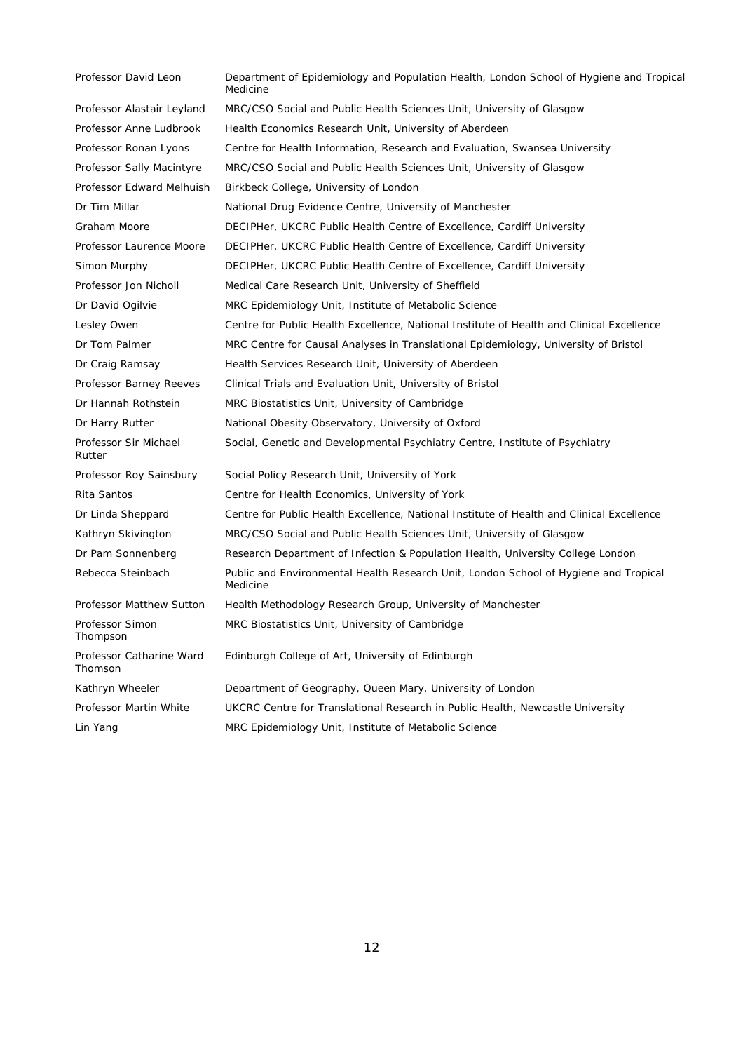| | |
|---|---|
| Professor David Leon | Department of Epidemiology and Population Health, London School of Hygiene and Tropical Medicine |
| Professor Alastair Leyland | MRC/CSO Social and Public Health Sciences Unit, University of Glasgow |
| Professor Anne Ludbrook | Health Economics Research Unit, University of Aberdeen |
| Professor Ronan Lyons | Centre for Health Information, Research and Evaluation, Swansea University |
| Professor Sally Macintyre | MRC/CSO Social and Public Health Sciences Unit, University of Glasgow |
| Professor Edward Melhuish | Birkbeck College, University of London |
| Dr Tim Millar | National Drug Evidence Centre, University of Manchester |
| Graham Moore | DECIPHer, UKCRC Public Health Centre of Excellence, Cardiff University |
| Professor Laurence Moore | DECIPHer, UKCRC Public Health Centre of Excellence, Cardiff University |
| Simon Murphy | DECIPHer, UKCRC Public Health Centre of Excellence, Cardiff University |
| Professor Jon Nicholl | Medical Care Research Unit, University of Sheffield |
| Dr David Ogilvie | MRC Epidemiology Unit, Institute of Metabolic Science |
| Lesley Owen | Centre for Public Health Excellence, National Institute of Health and Clinical Excellence |
| Dr Tom Palmer | MRC Centre for Causal Analyses in Translational Epidemiology, University of Bristol |
| Dr Craig Ramsay | Health Services Research Unit, University of Aberdeen |
| Professor Barney Reeves | Clinical Trials and Evaluation Unit, University of Bristol |
| Dr Hannah Rothstein | MRC Biostatistics Unit, University of Cambridge |
| Dr Harry Rutter | National Obesity Observatory, University of Oxford |
| Professor Sir Michael Rutter | Social, Genetic and Developmental Psychiatry Centre, Institute of Psychiatry |
| Professor Roy Sainsbury | Social Policy Research Unit, University of York |
| Rita Santos | Centre for Health Economics, University of York |
| Dr Linda Sheppard | Centre for Public Health Excellence, National Institute of Health and Clinical Excellence |
| Kathryn Skivington | MRC/CSO Social and Public Health Sciences Unit, University of Glasgow |
| Dr Pam Sonnenberg | Research Department of Infection & Population Health, University College London |
| Rebecca Steinbach | Public and Environmental Health Research Unit, London School of Hygiene and Tropical Medicine |
| Professor Matthew Sutton | Health Methodology Research Group, University of Manchester |
| Professor Simon Thompson | MRC Biostatistics Unit, University of Cambridge |
| Professor Catharine Ward Thomson | Edinburgh College of Art, University of Edinburgh |
| Kathryn Wheeler | Department of Geography, Queen Mary, University of London |
| Professor Martin White | UKCRC Centre for Translational Research in Public Health, Newcastle University |
| Lin Yang | MRC Epidemiology Unit, Institute of Metabolic Science |